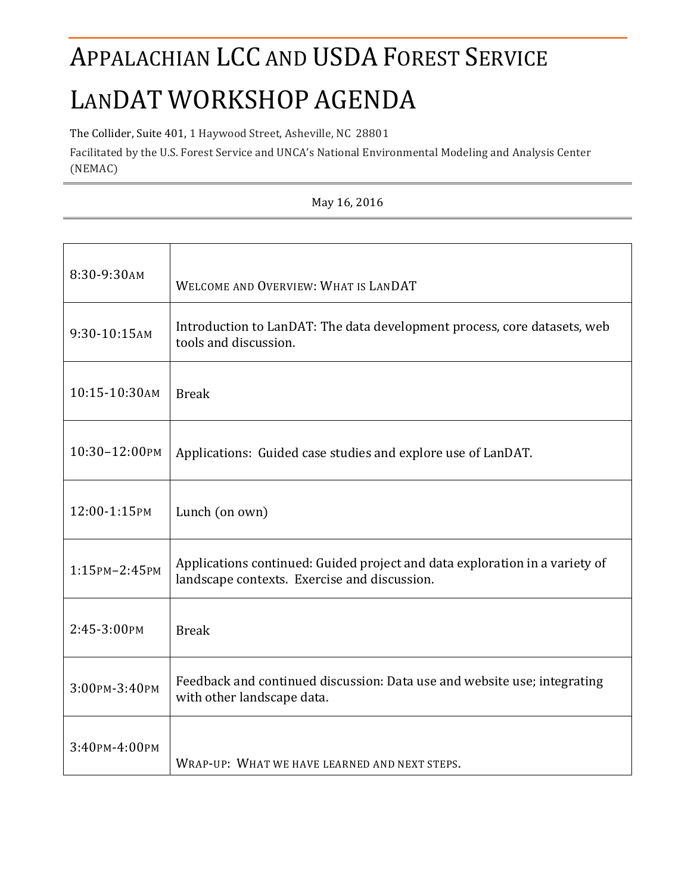# Appalachian LCC and USDA Forest Service

# LanDAT Workshop Agenda

The Collider, Suite 401, 1 Haywood Street, Asheville, NC 28801

Facilitated by the U.S. Forest Service and UNCA's National Environmental Modeling and Analysis Center (NEMAC)

May 16, 2016

| | |
|---|---|
| 8:30-9:30AM | WELCOME AND OVERVIEW: WHAT IS LANDAT |
| 9:30-10:15AM | Introduction to LanDAT: The data development process, core datasets, web tools and discussion. |
| 10:15-10:30AM | Break |
| 10:30–12:00PM | Applications: Guided case studies and explore use of LanDAT. |
| 12:00-1:15PM | Lunch (on own) |
| 1:15PM–2:45PM | Applications continued: Guided project and data exploration in a variety of landscape contexts. Exercise and discussion. |
| 2:45-3:00PM | Break |
| 3:00PM-3:40PM | Feedback and continued discussion: Data use and website use; integrating with other landscape data. |
| 3:40PM-4:00PM | WRAP-UP: WHAT WE HAVE LEARNED AND NEXT STEPS. |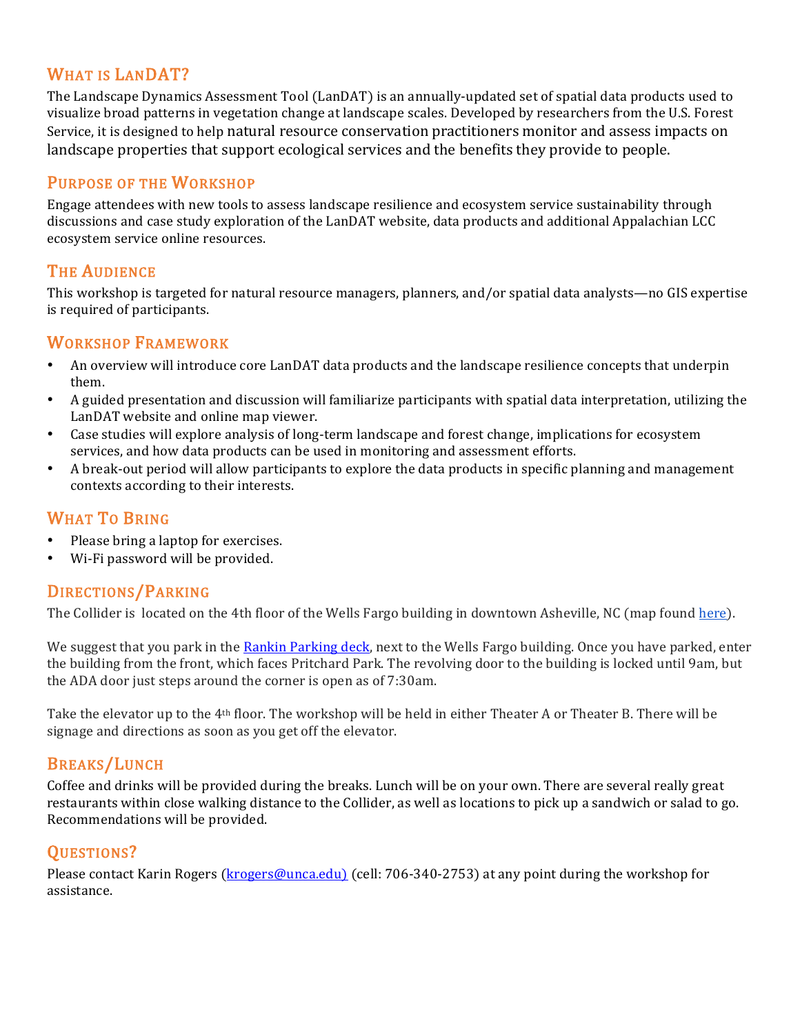## What is LanDAT?

The Landscape Dynamics Assessment Tool (LanDAT) is an annually-updated set of spatial data products used to visualize broad patterns in vegetation change at landscape scales. Developed by researchers from the U.S. Forest Service, it is designed to help natural resource conservation practitioners monitor and assess impacts on landscape properties that support ecological services and the benefits they provide to people.

## Purpose of the Workshop

Engage attendees with new tools to assess landscape resilience and ecosystem service sustainability through discussions and case study exploration of the LanDAT website, data products and additional Appalachian LCC ecosystem service online resources.

## The Audience

This workshop is targeted for natural resource managers, planners, and/or spatial data analysts—no GIS expertise is required of participants.

## Workshop Framework

- An overview will introduce core LanDAT data products and the landscape resilience concepts that underpin them.
- A guided presentation and discussion will familiarize participants with spatial data interpretation, utilizing the LanDAT website and online map viewer.
- Case studies will explore analysis of long-term landscape and forest change, implications for ecosystem services, and how data products can be used in monitoring and assessment efforts.
- A break-out period will allow participants to explore the data products in specific planning and management contexts according to their interests.

## What To Bring

- Please bring a laptop for exercises.
- Wi-Fi password will be provided.

## Directions/Parking

The Collider is located on the 4th floor of the Wells Fargo building in downtown Asheville, NC (map found here).

We suggest that you park in the Rankin Parking deck, next to the Wells Fargo building. Once you have parked, enter the building from the front, which faces Pritchard Park. The revolving door to the building is locked until 9am, but the ADA door just steps around the corner is open as of 7:30am.

Take the elevator up to the 4th floor. The workshop will be held in either Theater A or Theater B. There will be signage and directions as soon as you get off the elevator.

## Breaks/Lunch

Coffee and drinks will be provided during the breaks. Lunch will be on your own. There are several really great restaurants within close walking distance to the Collider, as well as locations to pick up a sandwich or salad to go. Recommendations will be provided.

## Questions?

Please contact Karin Rogers (krogers@unca.edu) (cell: 706-340-2753) at any point during the workshop for assistance.